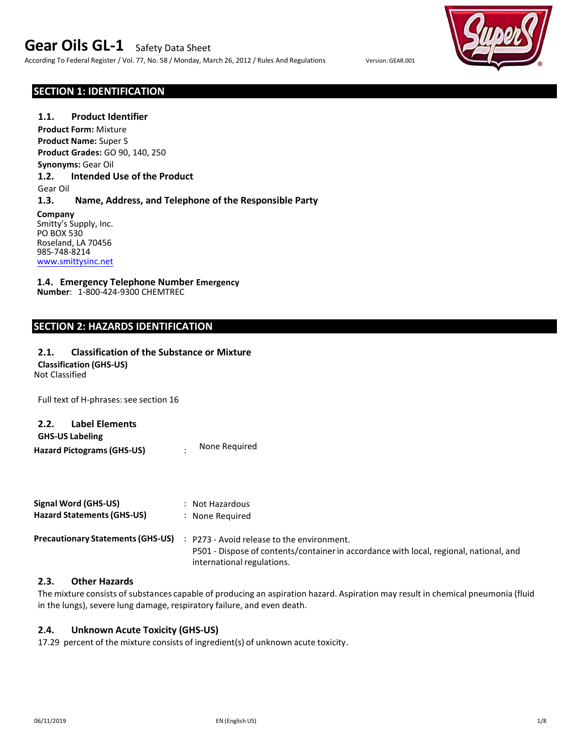# Gear Oils GL-1 Safety Data Sheet

According To Federal Register / Vol. 77, No. 58 / Monday, March 26, 2012 / Rules And Regulations

Version: GEAR.001

## SECTION 1: IDENTIFICATION

### 1.1. Product Identifier

**Product Form:** Mixture
**Product Name:** Super S
**Product Grades:** GO 90, 140, 250
**Synonyms:** Gear Oil

### 1.2. Intended Use of the Product

Gear Oil

### 1.3. Name, Address, and Telephone of the Responsible Party

**Company**
Smitty's Supply, Inc.
PO BOX 530
Roseland, LA 70456
985-748-8214
www.smittysinc.net

### 1.4. Emergency Telephone Number

**Emergency Number**: 1-800-424-9300 CHEMTREC

## SECTION 2: HAZARDS IDENTIFICATION

### 2.1. Classification of the Substance or Mixture

**Classification (GHS-US)**
Not Classified

Full text of H-phrases: see section 16

### 2.2. Label Elements

**GHS-US Labeling**

**Hazard Pictograms (GHS-US)** : None Required

**Signal Word (GHS-US)** : Not Hazardous
**Hazard Statements (GHS-US)** : None Required

**Precautionary Statements (GHS-US)** : P273 - Avoid release to the environment.
P501 - Dispose of contents/container in accordance with local, regional, national, and international regulations.

### 2.3. Other Hazards

The mixture consists of substances capable of producing an aspiration hazard. Aspiration may result in chemical pneumonia (fluid in the lungs), severe lung damage, respiratory failure, and even death.

### 2.4. Unknown Acute Toxicity (GHS-US)

17.29 percent of the mixture consists of ingredient(s) of unknown acute toxicity.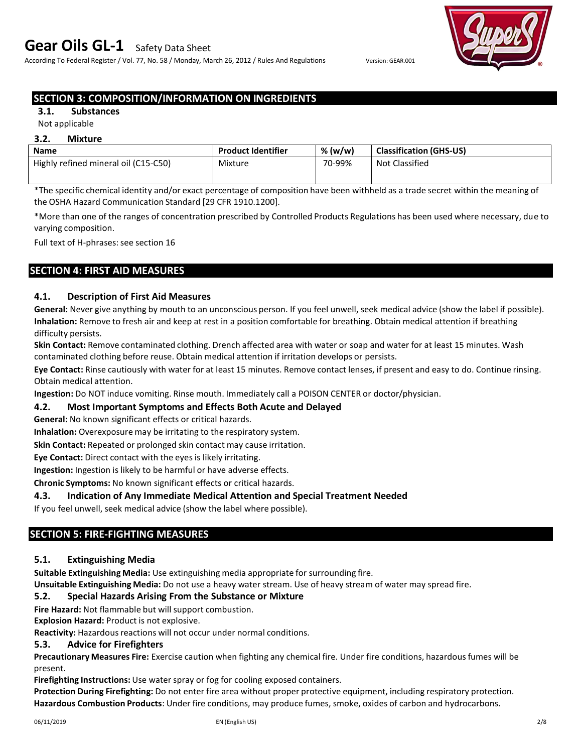## SECTION 3: COMPOSITION/INFORMATION ON INGREDIENTS

### 3.1. Substances

Not applicable

### 3.2. Mixture

| Name | Product Identifier | % (w/w) | Classification (GHS-US) |
|---|---|---|---|
| Highly refined mineral oil (C15-C50) | Mixture | 70-99% | Not Classified |

*The specific chemical identity and/or exact percentage of composition have been withheld as a trade secret within the meaning of the OSHA Hazard Communication Standard [29 CFR 1910.1200].

*More than one of the ranges of concentration prescribed by Controlled Products Regulations has been used where necessary, due to varying composition.

Full text of H-phrases: see section 16

## SECTION 4: FIRST AID MEASURES

### 4.1. Description of First Aid Measures

**General:** Never give anything by mouth to an unconscious person. If you feel unwell, seek medical advice (show the label if possible).

**Inhalation:** Remove to fresh air and keep at rest in a position comfortable for breathing. Obtain medical attention if breathing difficulty persists.

**Skin Contact:** Remove contaminated clothing. Drench affected area with water or soap and water for at least 15 minutes. Wash contaminated clothing before reuse. Obtain medical attention if irritation develops or persists.

**Eye Contact:** Rinse cautiously with water for at least 15 minutes. Remove contact lenses, if present and easy to do. Continue rinsing. Obtain medical attention.

**Ingestion:** Do NOT induce vomiting. Rinse mouth. Immediately call a POISON CENTER or doctor/physician.

### 4.2. Most Important Symptoms and Effects Both Acute and Delayed

**General:** No known significant effects or critical hazards.

**Inhalation:** Overexposure may be irritating to the respiratory system.

**Skin Contact:** Repeated or prolonged skin contact may cause irritation.

**Eye Contact:** Direct contact with the eyes is likely irritating.

**Ingestion:** Ingestion is likely to be harmful or have adverse effects.

**Chronic Symptoms:** No known significant effects or critical hazards.

### 4.3. Indication of Any Immediate Medical Attention and Special Treatment Needed

If you feel unwell, seek medical advice (show the label where possible).

## SECTION 5: FIRE-FIGHTING MEASURES

### 5.1. Extinguishing Media

**Suitable Extinguishing Media:** Use extinguishing media appropriate for surrounding fire.

**Unsuitable Extinguishing Media:** Do not use a heavy water stream. Use of heavy stream of water may spread fire.

### 5.2. Special Hazards Arising From the Substance or Mixture

**Fire Hazard:** Not flammable but will support combustion.

**Explosion Hazard:** Product is not explosive.

**Reactivity:** Hazardous reactions will not occur under normal conditions.

### 5.3. Advice for Firefighters

**Precautionary Measures Fire:** Exercise caution when fighting any chemical fire. Under fire conditions, hazardous fumes will be present.

**Firefighting Instructions:** Use water spray or fog for cooling exposed containers.

**Protection During Firefighting:** Do not enter fire area without proper protective equipment, including respiratory protection.

**Hazardous Combustion Products**: Under fire conditions, may produce fumes, smoke, oxides of carbon and hydrocarbons.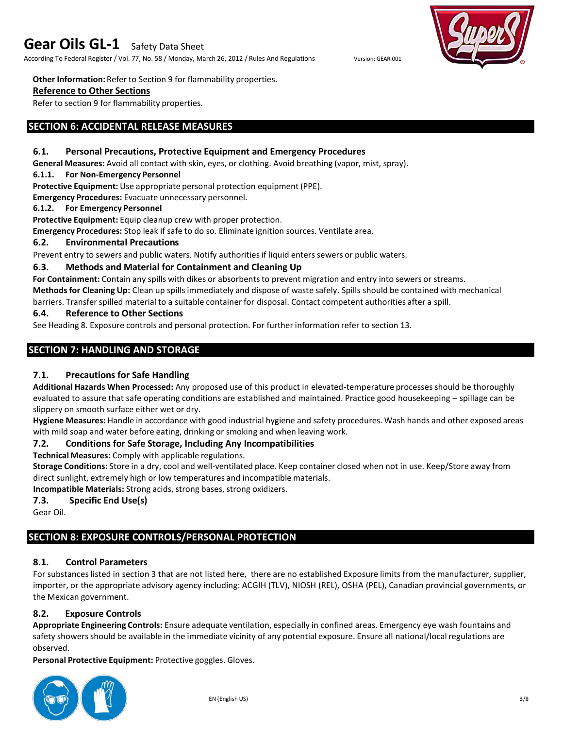**Other Information:** Refer to Section 9 for flammability properties.

**Reference to Other Sections**

Refer to section 9 for flammability properties.

## SECTION 6: ACCIDENTAL RELEASE MEASURES

### 6.1. Personal Precautions, Protective Equipment and Emergency Procedures

**General Measures:** Avoid all contact with skin, eyes, or clothing. Avoid breathing (vapor, mist, spray).

#### 6.1.1. For Non-Emergency Personnel

**Protective Equipment:** Use appropriate personal protection equipment (PPE).

**Emergency Procedures:** Evacuate unnecessary personnel.

#### 6.1.2. For Emergency Personnel

**Protective Equipment:** Equip cleanup crew with proper protection.

**Emergency Procedures:** Stop leak if safe to do so. Eliminate ignition sources. Ventilate area.

### 6.2. Environmental Precautions

Prevent entry to sewers and public waters. Notify authorities if liquid enters sewers or public waters.

### 6.3. Methods and Material for Containment and Cleaning Up

**For Containment:** Contain any spills with dikes or absorbents to prevent migration and entry into sewers or streams.

**Methods for Cleaning Up:** Clean up spills immediately and dispose of waste safely. Spills should be contained with mechanical barriers. Transfer spilled material to a suitable container for disposal. Contact competent authorities after a spill.

### 6.4. Reference to Other Sections

See Heading 8. Exposure controls and personal protection. For further information refer to section 13.

## SECTION 7: HANDLING AND STORAGE

### 7.1. Precautions for Safe Handling

**Additional Hazards When Processed:** Any proposed use of this product in elevated-temperature processes should be thoroughly evaluated to assure that safe operating conditions are established and maintained. Practice good housekeeping – spillage can be slippery on smooth surface either wet or dry.

**Hygiene Measures:** Handle in accordance with good industrial hygiene and safety procedures. Wash hands and other exposed areas with mild soap and water before eating, drinking or smoking and when leaving work.

### 7.2. Conditions for Safe Storage, Including Any Incompatibilities

**Technical Measures:** Comply with applicable regulations.

**Storage Conditions:** Store in a dry, cool and well-ventilated place. Keep container closed when not in use. Keep/Store away from direct sunlight, extremely high or low temperatures and incompatible materials.

**Incompatible Materials:** Strong acids, strong bases, strong oxidizers.

### 7.3. Specific End Use(s)

Gear Oil.

## SECTION 8: EXPOSURE CONTROLS/PERSONAL PROTECTION

### 8.1. Control Parameters

For substances listed in section 3 that are not listed here, there are no established Exposure limits from the manufacturer, supplier, importer, or the appropriate advisory agency including: ACGIH (TLV), NIOSH (REL), OSHA (PEL), Canadian provincial governments, or the Mexican government.

### 8.2. Exposure Controls

**Appropriate Engineering Controls:** Ensure adequate ventilation, especially in confined areas. Emergency eye wash fountains and safety showers should be available in the immediate vicinity of any potential exposure. Ensure all national/local regulations are observed.

**Personal Protective Equipment:** Protective goggles. Gloves.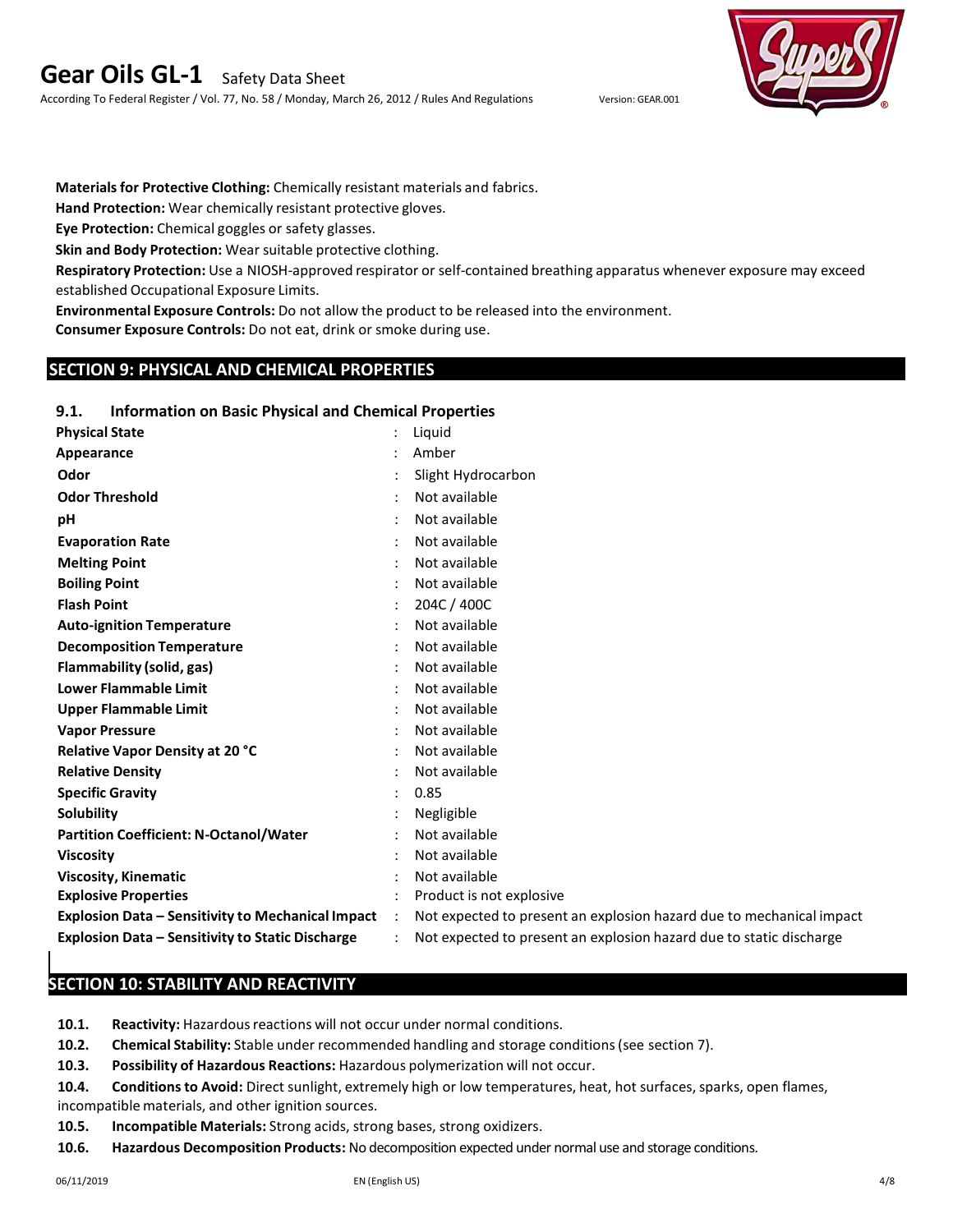**Materials for Protective Clothing:** Chemically resistant materials and fabrics.

**Hand Protection:** Wear chemically resistant protective gloves.

**Eye Protection:** Chemical goggles or safety glasses.

**Skin and Body Protection:** Wear suitable protective clothing.

**Respiratory Protection:** Use a NIOSH-approved respirator or self-contained breathing apparatus whenever exposure may exceed established Occupational Exposure Limits.

**Environmental Exposure Controls:** Do not allow the product to be released into the environment.

**Consumer Exposure Controls:** Do not eat, drink or smoke during use.

## SECTION 9: PHYSICAL AND CHEMICAL PROPERTIES

### 9.1. Information on Basic Physical and Chemical Properties

| Property | | Value |
|---|---|---|
| **Physical State** | : | Liquid |
| **Appearance** | : | Amber |
| **Odor** | : | Slight Hydrocarbon |
| **Odor Threshold** | : | Not available |
| **pH** | : | Not available |
| **Evaporation Rate** | : | Not available |
| **Melting Point** | : | Not available |
| **Boiling Point** | : | Not available |
| **Flash Point** | : | 204C / 400C |
| **Auto-ignition Temperature** | : | Not available |
| **Decomposition Temperature** | : | Not available |
| **Flammability (solid, gas)** | : | Not available |
| **Lower Flammable Limit** | : | Not available |
| **Upper Flammable Limit** | : | Not available |
| **Vapor Pressure** | : | Not available |
| **Relative Vapor Density at 20 °C** | : | Not available |
| **Relative Density** | : | Not available |
| **Specific Gravity** | : | 0.85 |
| **Solubility** | : | Negligible |
| **Partition Coefficient: N-Octanol/Water** | : | Not available |
| **Viscosity** | : | Not available |
| **Viscosity, Kinematic** | : | Not available |
| **Explosive Properties** | : | Product is not explosive |
| **Explosion Data – Sensitivity to Mechanical Impact** | : | Not expected to present an explosion hazard due to mechanical impact |
| **Explosion Data – Sensitivity to Static Discharge** | : | Not expected to present an explosion hazard due to static discharge |

## SECTION 10: STABILITY AND REACTIVITY

**10.1. Reactivity:** Hazardous reactions will not occur under normal conditions.

**10.2. Chemical Stability:** Stable under recommended handling and storage conditions (see section 7).

**10.3. Possibility of Hazardous Reactions:** Hazardous polymerization will not occur.

**10.4. Conditions to Avoid:** Direct sunlight, extremely high or low temperatures, heat, hot surfaces, sparks, open flames, incompatible materials, and other ignition sources.

**10.5. Incompatible Materials:** Strong acids, strong bases, strong oxidizers.

**10.6. Hazardous Decomposition Products:** No decomposition expected under normal use and storage conditions.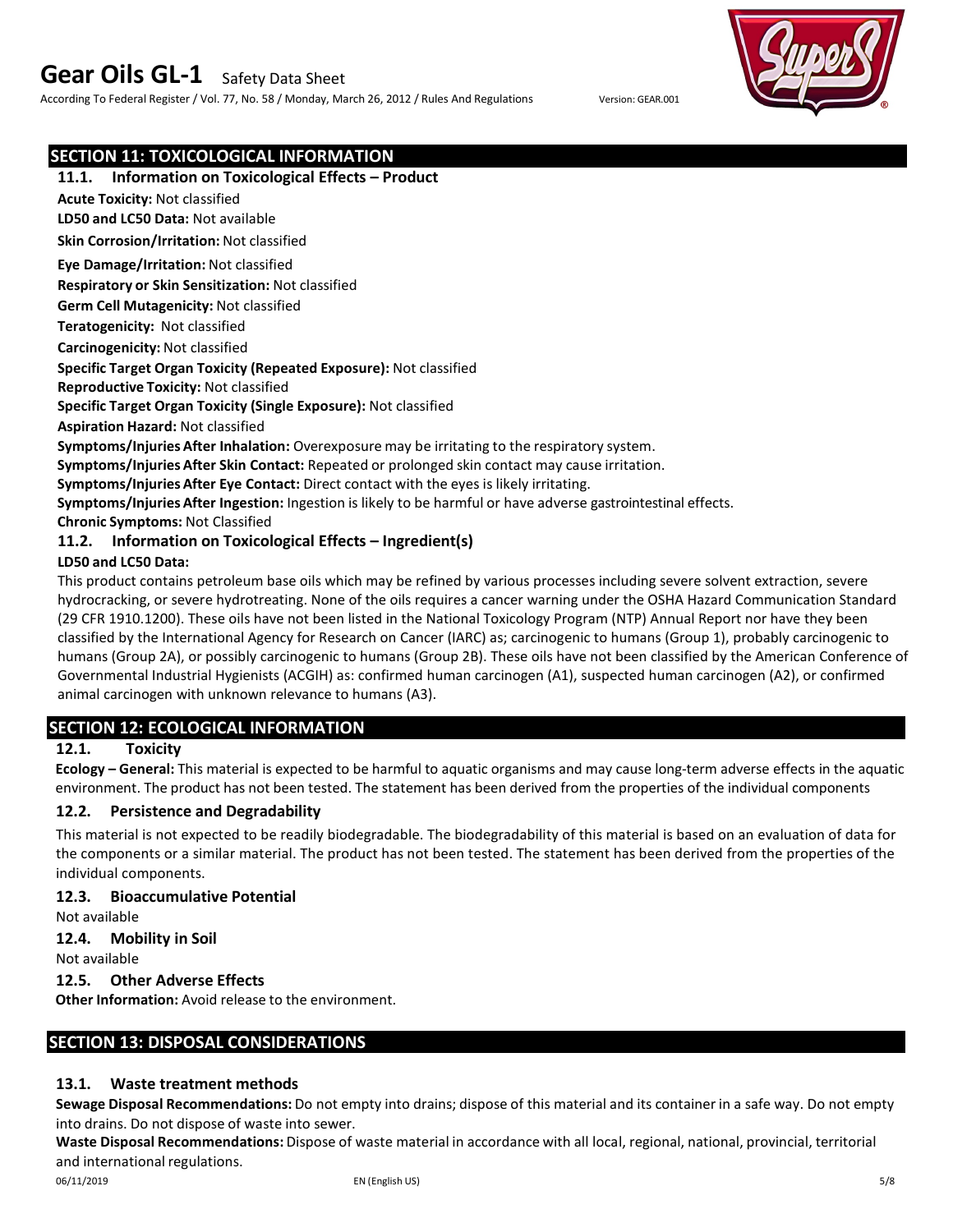## SECTION 11: TOXICOLOGICAL INFORMATION

### 11.1. Information on Toxicological Effects – Product

**Acute Toxicity:** Not classified

**LD50 and LC50 Data:** Not available

**Skin Corrosion/Irritation:** Not classified

**Eye Damage/Irritation:** Not classified

**Respiratory or Skin Sensitization:** Not classified

**Germ Cell Mutagenicity:** Not classified

**Teratogenicity:** Not classified

**Carcinogenicity:** Not classified

**Specific Target Organ Toxicity (Repeated Exposure):** Not classified

**Reproductive Toxicity:** Not classified

**Specific Target Organ Toxicity (Single Exposure):** Not classified

**Aspiration Hazard:** Not classified

**Symptoms/Injuries After Inhalation:** Overexposure may be irritating to the respiratory system.

**Symptoms/Injuries After Skin Contact:** Repeated or prolonged skin contact may cause irritation.

**Symptoms/Injuries After Eye Contact:** Direct contact with the eyes is likely irritating.

**Symptoms/Injuries After Ingestion:** Ingestion is likely to be harmful or have adverse gastrointestinal effects.

**Chronic Symptoms:** Not Classified

### 11.2. Information on Toxicological Effects – Ingredient(s)

**LD50 and LC50 Data:**

This product contains petroleum base oils which may be refined by various processes including severe solvent extraction, severe hydrocracking, or severe hydrotreating. None of the oils requires a cancer warning under the OSHA Hazard Communication Standard (29 CFR 1910.1200). These oils have not been listed in the National Toxicology Program (NTP) Annual Report nor have they been classified by the International Agency for Research on Cancer (IARC) as; carcinogenic to humans (Group 1), probably carcinogenic to humans (Group 2A), or possibly carcinogenic to humans (Group 2B). These oils have not been classified by the American Conference of Governmental Industrial Hygienists (ACGIH) as: confirmed human carcinogen (A1), suspected human carcinogen (A2), or confirmed animal carcinogen with unknown relevance to humans (A3).

## SECTION 12: ECOLOGICAL INFORMATION

### 12.1. Toxicity

**Ecology – General:** This material is expected to be harmful to aquatic organisms and may cause long-term adverse effects in the aquatic environment. The product has not been tested. The statement has been derived from the properties of the individual components

### 12.2. Persistence and Degradability

This material is not expected to be readily biodegradable. The biodegradability of this material is based on an evaluation of data for the components or a similar material. The product has not been tested. The statement has been derived from the properties of the individual components.

### 12.3. Bioaccumulative Potential

Not available

### 12.4. Mobility in Soil

Not available

### 12.5. Other Adverse Effects

**Other Information:** Avoid release to the environment.

## SECTION 13: DISPOSAL CONSIDERATIONS

### 13.1. Waste treatment methods

**Sewage Disposal Recommendations:** Do not empty into drains; dispose of this material and its container in a safe way. Do not empty into drains. Do not dispose of waste into sewer.

**Waste Disposal Recommendations:** Dispose of waste material in accordance with all local, regional, national, provincial, territorial and international regulations.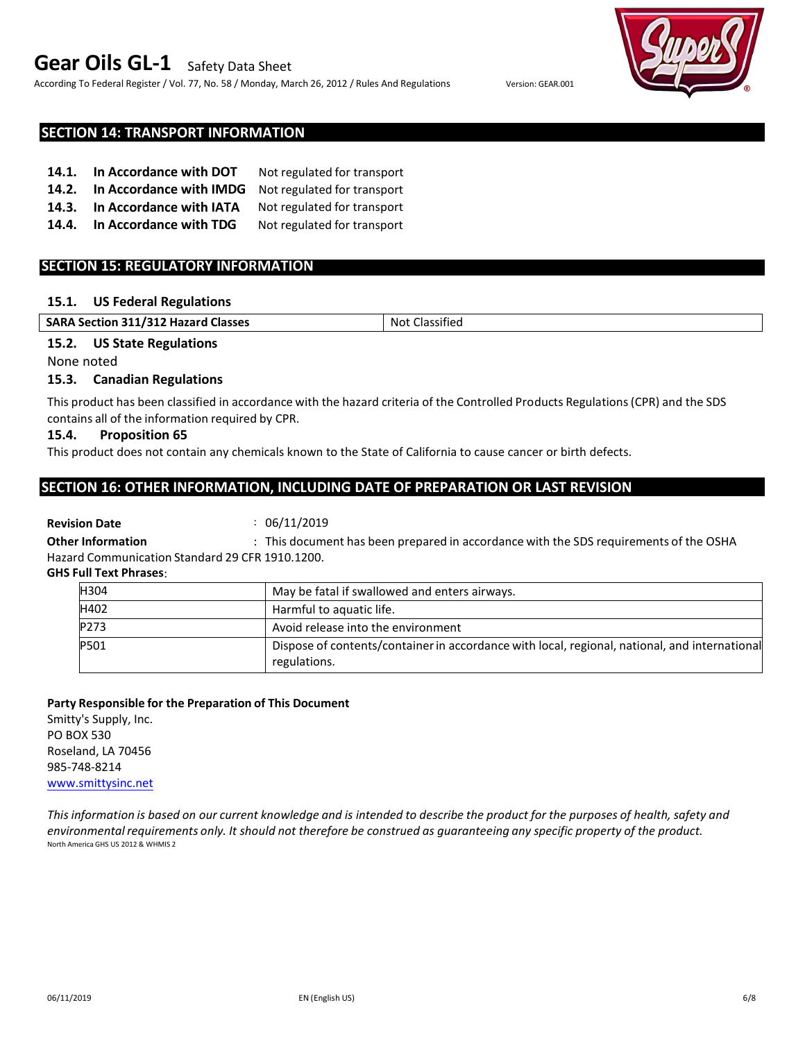## SECTION 14: TRANSPORT INFORMATION

**14.1. In Accordance with DOT** Not regulated for transport

**14.2. In Accordance with IMDG** Not regulated for transport

**14.3. In Accordance with IATA** Not regulated for transport

**14.4. In Accordance with TDG** Not regulated for transport

## SECTION 15: REGULATORY INFORMATION

### 15.1. US Federal Regulations

| | |
|---|---|
| **SARA Section 311/312 Hazard Classes** | Not Classified |

### 15.2. US State Regulations

None noted

### 15.3. Canadian Regulations

This product has been classified in accordance with the hazard criteria of the Controlled Products Regulations (CPR) and the SDS contains all of the information required by CPR.

### 15.4. Proposition 65

This product does not contain any chemicals known to the State of California to cause cancer or birth defects.

## SECTION 16: OTHER INFORMATION, INCLUDING DATE OF PREPARATION OR LAST REVISION

**Revision Date** : 06/11/2019

**Other Information** : This document has been prepared in accordance with the SDS requirements of the OSHA Hazard Communication Standard 29 CFR 1910.1200.

**GHS Full Text Phrases**:

| | |
|---|---|
| H304 | May be fatal if swallowed and enters airways. |
| H402 | Harmful to aquatic life. |
| P273 | Avoid release into the environment |
| P501 | Dispose of contents/container in accordance with local, regional, national, and international regulations. |

**Party Responsible for the Preparation of This Document**

Smitty's Supply, Inc.
PO BOX 530
Roseland, LA 70456
985-748-8214
www.smittysinc.net

*This information is based on our current knowledge and is intended to describe the product for the purposes of health, safety and environmental requirements only. It should not therefore be construed as guaranteeing any specific property of the product.*

North America GHS US 2012 & WHMIS 2